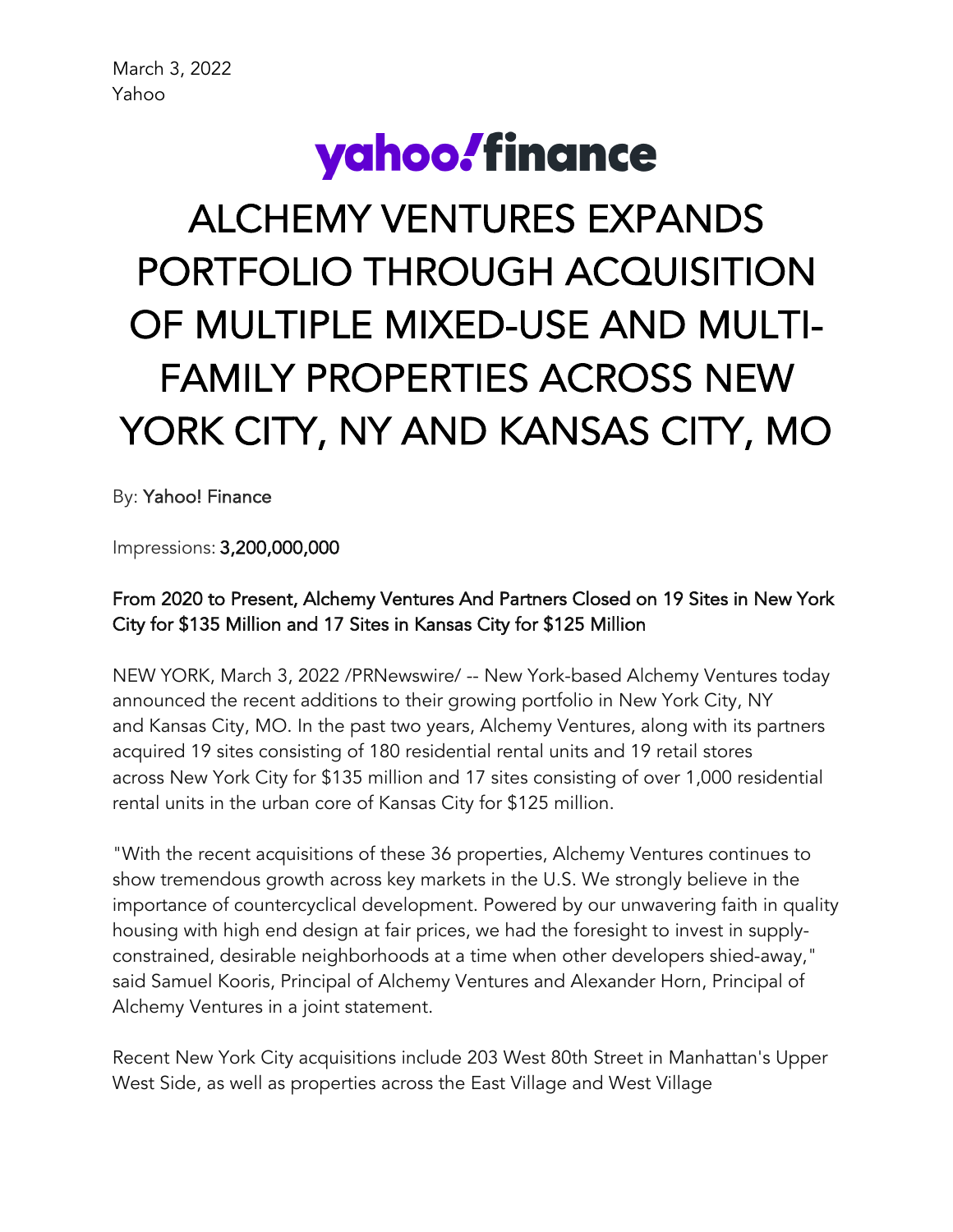March 3, 2022
Yahoo

yahoo!finance

# ALCHEMY VENTURES EXPANDS PORTFOLIO THROUGH ACQUISITION OF MULTIPLE MIXED-USE AND MULTI-FAMILY PROPERTIES ACROSS NEW YORK CITY, NY AND KANSAS CITY, MO

By: Yahoo! Finance

Impressions: 3,200,000,000

From 2020 to Present, Alchemy Ventures And Partners Closed on 19 Sites in New York City for $135 Million and 17 Sites in Kansas City for $125 Million

NEW YORK, March 3, 2022 /PRNewswire/ -- New York-based Alchemy Ventures today announced the recent additions to their growing portfolio in New York City, NY and Kansas City, MO. In the past two years, Alchemy Ventures, along with its partners acquired 19 sites consisting of 180 residential rental units and 19 retail stores across New York City for $135 million and 17 sites consisting of over 1,000 residential rental units in the urban core of Kansas City for $125 million.

"With the recent acquisitions of these 36 properties, Alchemy Ventures continues to show tremendous growth across key markets in the U.S. We strongly believe in the importance of countercyclical development. Powered by our unwavering faith in quality housing with high end design at fair prices, we had the foresight to invest in supply-constrained, desirable neighborhoods at a time when other developers shied-away," said Samuel Kooris, Principal of Alchemy Ventures and Alexander Horn, Principal of Alchemy Ventures in a joint statement.

Recent New York City acquisitions include 203 West 80th Street in Manhattan's Upper West Side, as well as properties across the East Village and West Village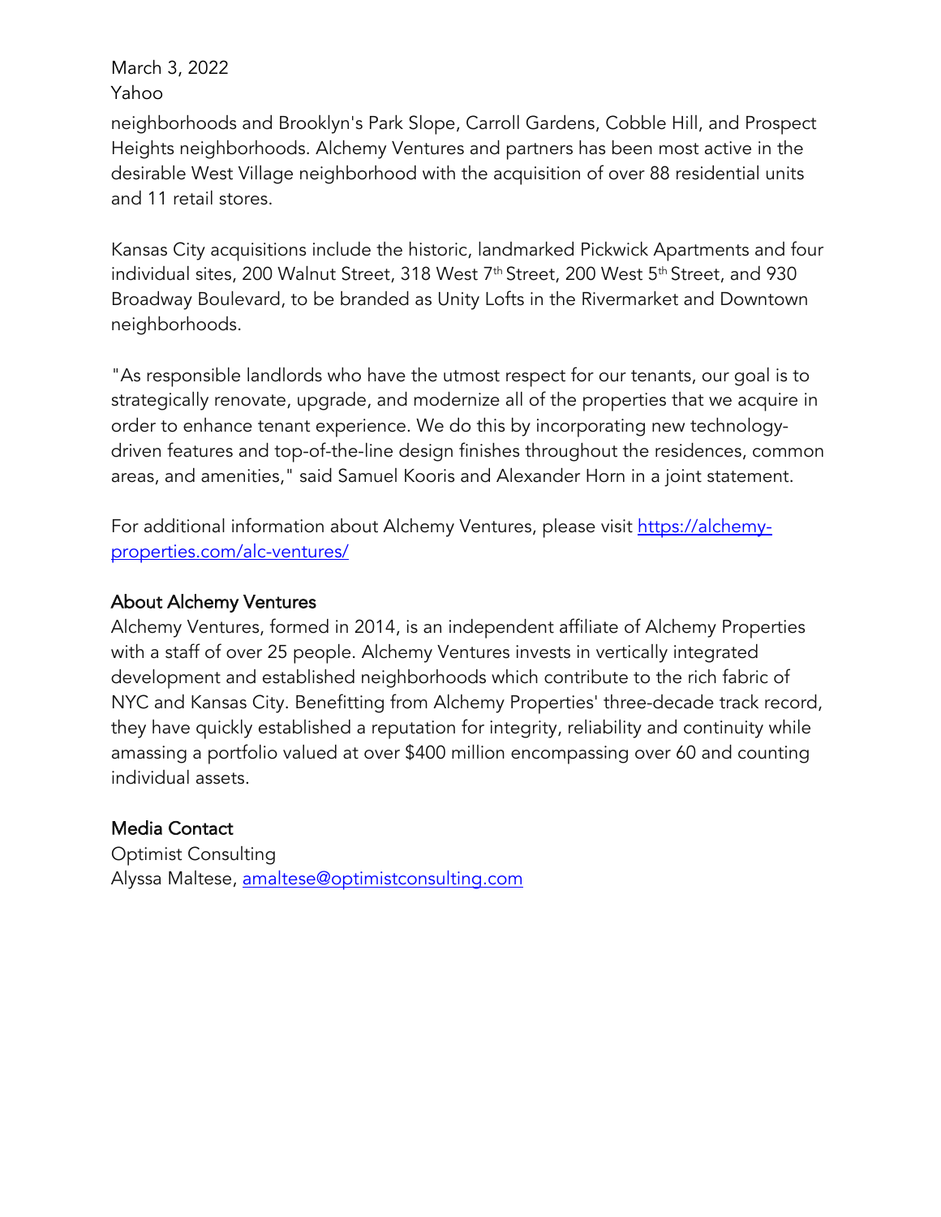neighborhoods and Brooklyn's Park Slope, Carroll Gardens, Cobble Hill, and Prospect Heights neighborhoods. Alchemy Ventures and partners has been most active in the desirable West Village neighborhood with the acquisition of over 88 residential units and 11 retail stores.

Kansas City acquisitions include the historic, landmarked Pickwick Apartments and four individual sites, 200 Walnut Street, 318 West 7th Street, 200 West 5th Street, and 930 Broadway Boulevard, to be branded as Unity Lofts in the Rivermarket and Downtown neighborhoods.

"As responsible landlords who have the utmost respect for our tenants, our goal is to strategically renovate, upgrade, and modernize all of the properties that we acquire in order to enhance tenant experience. We do this by incorporating new technology-driven features and top-of-the-line design finishes throughout the residences, common areas, and amenities," said Samuel Kooris and Alexander Horn in a joint statement.

For additional information about Alchemy Ventures, please visit [https://alchemy-properties.com/alc-ventures/](https://alchemy-properties.com/alc-ventures/)

## About Alchemy Ventures

Alchemy Ventures, formed in 2014, is an independent affiliate of Alchemy Properties with a staff of over 25 people. Alchemy Ventures invests in vertically integrated development and established neighborhoods which contribute to the rich fabric of NYC and Kansas City. Benefitting from Alchemy Properties' three-decade track record, they have quickly established a reputation for integrity, reliability and continuity while amassing a portfolio valued at over $400 million encompassing over 60 and counting individual assets.

## Media Contact

Optimist Consulting
Alyssa Maltese, [amaltese@optimistconsulting.com](mailto:amaltese@optimistconsulting.com)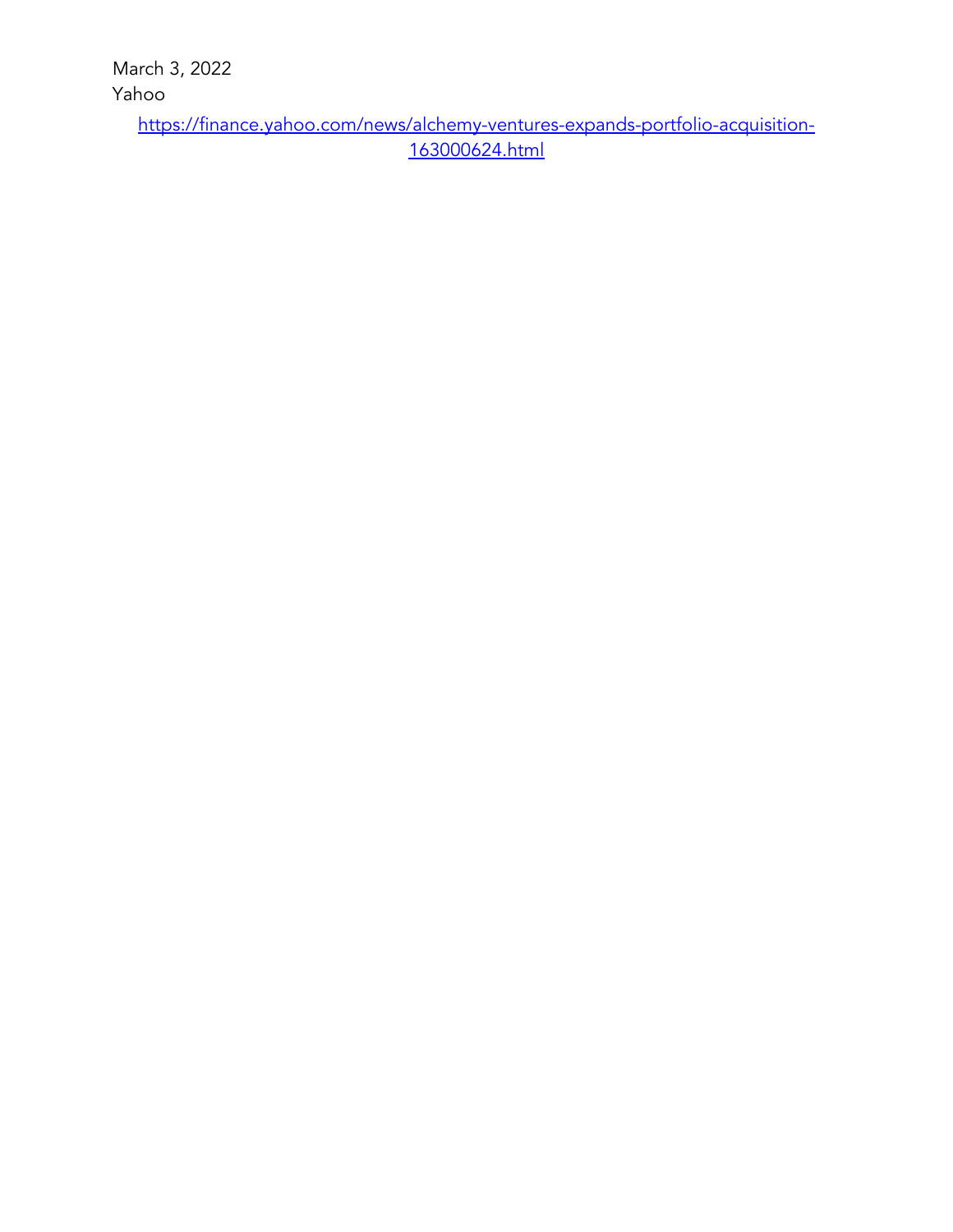March 3, 2022
Yahoo

https://finance.yahoo.com/news/alchemy-ventures-expands-portfolio-acquisition-163000624.html